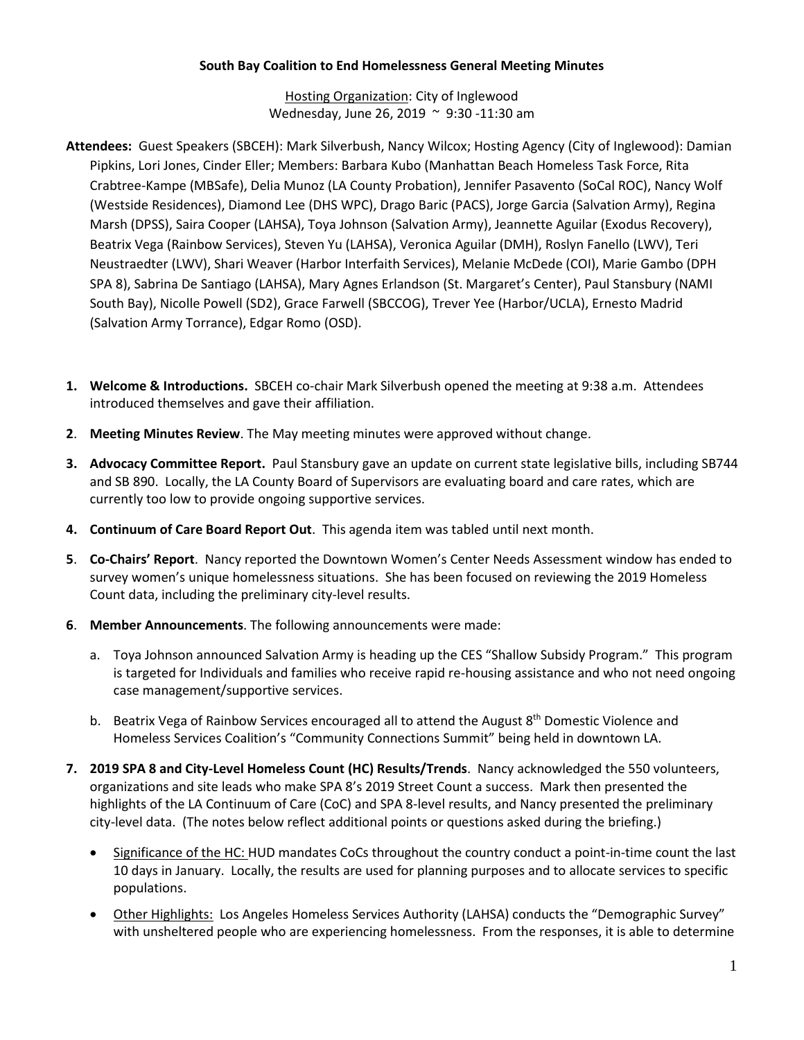**South Bay Coalition to End Homelessness General Meeting Minutes**

Hosting Organization: City of Inglewood
Wednesday, June 26, 2019 ~ 9:30 -11:30 am

**Attendees:** Guest Speakers (SBCEH): Mark Silverbush, Nancy Wilcox; Hosting Agency (City of Inglewood): Damian Pipkins, Lori Jones, Cinder Eller; Members: Barbara Kubo (Manhattan Beach Homeless Task Force, Rita Crabtree-Kampe (MBSafe), Delia Munoz (LA County Probation), Jennifer Pasavento (SoCal ROC), Nancy Wolf (Westside Residences), Diamond Lee (DHS WPC), Drago Baric (PACS), Jorge Garcia (Salvation Army), Regina Marsh (DPSS), Saira Cooper (LAHSA), Toya Johnson (Salvation Army), Jeannette Aguilar (Exodus Recovery), Beatrix Vega (Rainbow Services), Steven Yu (LAHSA), Veronica Aguilar (DMH), Roslyn Fanello (LWV), Teri Neustraedter (LWV), Shari Weaver (Harbor Interfaith Services), Melanie McDede (COI), Marie Gambo (DPH SPA 8), Sabrina De Santiago (LAHSA), Mary Agnes Erlandson (St. Margaret's Center), Paul Stansbury (NAMI South Bay), Nicolle Powell (SD2), Grace Farwell (SBCCOG), Trever Yee (Harbor/UCLA), Ernesto Madrid (Salvation Army Torrance), Edgar Romo (OSD).

1. **Welcome & Introductions.** SBCEH co-chair Mark Silverbush opened the meeting at 9:38 a.m. Attendees introduced themselves and gave their affiliation.

2. **Meeting Minutes Review**. The May meeting minutes were approved without change.

3. **Advocacy Committee Report.** Paul Stansbury gave an update on current state legislative bills, including SB744 and SB 890. Locally, the LA County Board of Supervisors are evaluating board and care rates, which are currently too low to provide ongoing supportive services.

4. **Continuum of Care Board Report Out**. This agenda item was tabled until next month.

5. **Co-Chairs' Report**. Nancy reported the Downtown Women's Center Needs Assessment window has ended to survey women's unique homelessness situations. She has been focused on reviewing the 2019 Homeless Count data, including the preliminary city-level results.

6. **Member Announcements**. The following announcements were made:

   a. Toya Johnson announced Salvation Army is heading up the CES "Shallow Subsidy Program." This program is targeted for Individuals and families who receive rapid re-housing assistance and who not need ongoing case management/supportive services.

   b. Beatrix Vega of Rainbow Services encouraged all to attend the August 8th Domestic Violence and Homeless Services Coalition's "Community Connections Summit" being held in downtown LA.

7. **2019 SPA 8 and City-Level Homeless Count (HC) Results/Trends**. Nancy acknowledged the 550 volunteers, organizations and site leads who make SPA 8's 2019 Street Count a success. Mark then presented the highlights of the LA Continuum of Care (CoC) and SPA 8-level results, and Nancy presented the preliminary city-level data. (The notes below reflect additional points or questions asked during the briefing.)

   - Significance of the HC: HUD mandates CoCs throughout the country conduct a point-in-time count the last 10 days in January. Locally, the results are used for planning purposes and to allocate services to specific populations.

   - Other Highlights: Los Angeles Homeless Services Authority (LAHSA) conducts the "Demographic Survey" with unsheltered people who are experiencing homelessness. From the responses, it is able to determine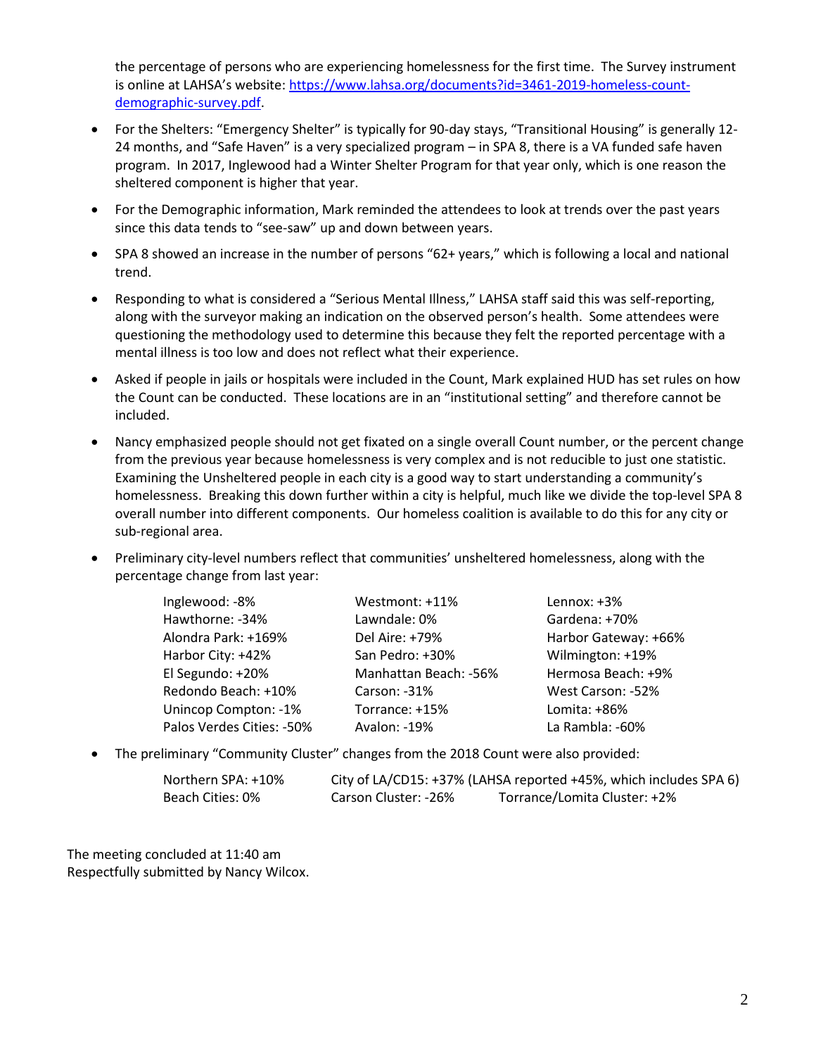the percentage of persons who are experiencing homelessness for the first time. The Survey instrument is online at LAHSA's website: [https://www.lahsa.org/documents?id=3461-2019-homeless-count-demographic-survey.pdf](https://www.lahsa.org/documents?id=3461-2019-homeless-count-demographic-survey.pdf).

- For the Shelters: "Emergency Shelter" is typically for 90-day stays, "Transitional Housing" is generally 12-24 months, and "Safe Haven" is a very specialized program – in SPA 8, there is a VA funded safe haven program. In 2017, Inglewood had a Winter Shelter Program for that year only, which is one reason the sheltered component is higher that year.
- For the Demographic information, Mark reminded the attendees to look at trends over the past years since this data tends to "see-saw" up and down between years.
- SPA 8 showed an increase in the number of persons "62+ years," which is following a local and national trend.
- Responding to what is considered a "Serious Mental Illness," LAHSA staff said this was self-reporting, along with the surveyor making an indication on the observed person's health. Some attendees were questioning the methodology used to determine this because they felt the reported percentage with a mental illness is too low and does not reflect what their experience.
- Asked if people in jails or hospitals were included in the Count, Mark explained HUD has set rules on how the Count can be conducted. These locations are in an "institutional setting" and therefore cannot be included.
- Nancy emphasized people should not get fixated on a single overall Count number, or the percent change from the previous year because homelessness is very complex and is not reducible to just one statistic. Examining the Unsheltered people in each city is a good way to start understanding a community's homelessness. Breaking this down further within a city is helpful, much like we divide the top-level SPA 8 overall number into different components. Our homeless coalition is available to do this for any city or sub-regional area.
- Preliminary city-level numbers reflect that communities' unsheltered homelessness, along with the percentage change from last year:

| | | |
|---|---|---|
| Inglewood: -8% | Westmont: +11% | Lennox: +3% |
| Hawthorne: -34% | Lawndale: 0% | Gardena: +70% |
| Alondra Park: +169% | Del Aire: +79% | Harbor Gateway: +66% |
| Harbor City: +42% | San Pedro: +30% | Wilmington: +19% |
| El Segundo: +20% | Manhattan Beach: -56% | Hermosa Beach: +9% |
| Redondo Beach: +10% | Carson: -31% | West Carson: -52% |
| Unincop Compton: -1% | Torrance: +15% | Lomita: +86% |
| Palos Verdes Cities: -50% | Avalon: -19% | La Rambla: -60% |

- The preliminary "Community Cluster" changes from the 2018 Count were also provided:

| | | |
|---|---|---|
| Northern SPA: +10% | City of LA/CD15: +37% (LAHSA reported +45%, which includes SPA 6) | |
| Beach Cities: 0% | Carson Cluster: -26% | Torrance/Lomita Cluster: +2% |

The meeting concluded at 11:40 am
Respectfully submitted by Nancy Wilcox.